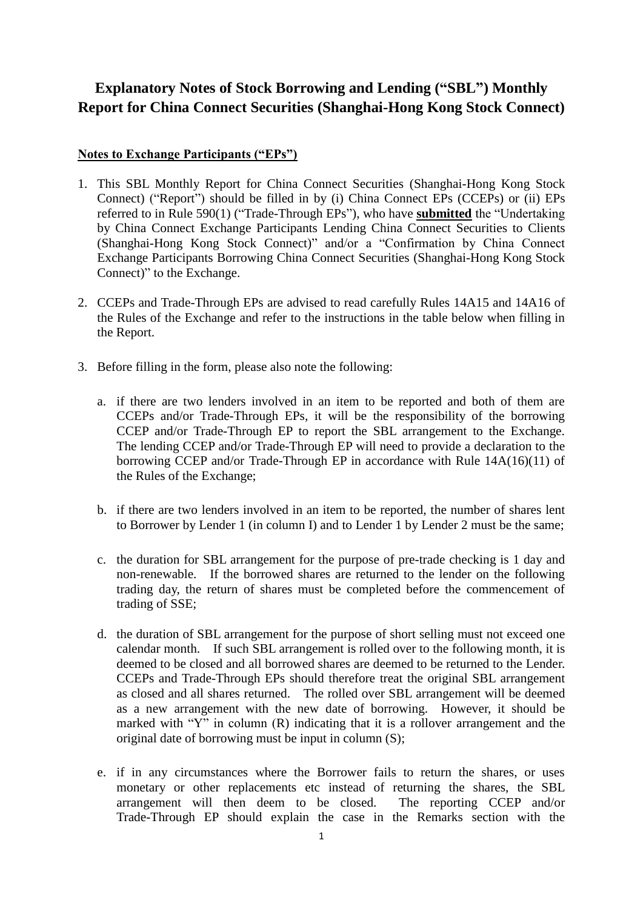# Explanatory Notes of Stock Borrowing and Lending ("SBL") Monthly Report for China Connect Securities (Shanghai-Hong Kong Stock Connect)

**Notes to Exchange Participants ("EPs")**

1. This SBL Monthly Report for China Connect Securities (Shanghai-Hong Kong Stock Connect) ("Report") should be filled in by (i) China Connect EPs (CCEPs) or (ii) EPs referred to in Rule 590(1) ("Trade-Through EPs"), who have **submitted** the "Undertaking by China Connect Exchange Participants Lending China Connect Securities to Clients (Shanghai-Hong Kong Stock Connect)" and/or a "Confirmation by China Connect Exchange Participants Borrowing China Connect Securities (Shanghai-Hong Kong Stock Connect)" to the Exchange.

2. CCEPs and Trade-Through EPs are advised to read carefully Rules 14A15 and 14A16 of the Rules of the Exchange and refer to the instructions in the table below when filling in the Report.

3. Before filling in the form, please also note the following:

   a. if there are two lenders involved in an item to be reported and both of them are CCEPs and/or Trade-Through EPs, it will be the responsibility of the borrowing CCEP and/or Trade-Through EP to report the SBL arrangement to the Exchange. The lending CCEP and/or Trade-Through EP will need to provide a declaration to the borrowing CCEP and/or Trade-Through EP in accordance with Rule 14A(16)(11) of the Rules of the Exchange;

   b. if there are two lenders involved in an item to be reported, the number of shares lent to Borrower by Lender 1 (in column I) and to Lender 1 by Lender 2 must be the same;

   c. the duration for SBL arrangement for the purpose of pre-trade checking is 1 day and non-renewable. If the borrowed shares are returned to the lender on the following trading day, the return of shares must be completed before the commencement of trading of SSE;

   d. the duration of SBL arrangement for the purpose of short selling must not exceed one calendar month. If such SBL arrangement is rolled over to the following month, it is deemed to be closed and all borrowed shares are deemed to be returned to the Lender. CCEPs and Trade-Through EPs should therefore treat the original SBL arrangement as closed and all shares returned. The rolled over SBL arrangement will be deemed as a new arrangement with the new date of borrowing. However, it should be marked with "Y" in column (R) indicating that it is a rollover arrangement and the original date of borrowing must be input in column (S);

   e. if in any circumstances where the Borrower fails to return the shares, or uses monetary or other replacements etc instead of returning the shares, the SBL arrangement will then deem to be closed. The reporting CCEP and/or Trade-Through EP should explain the case in the Remarks section with the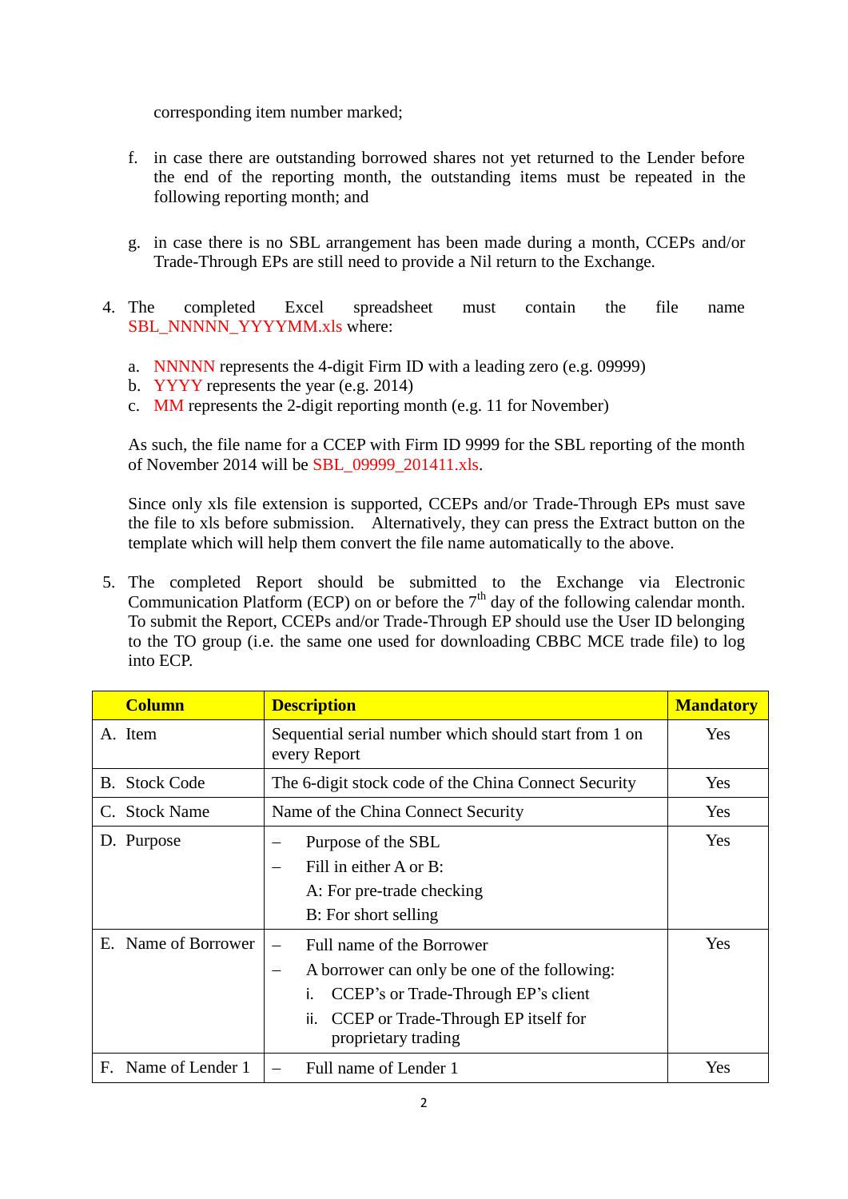corresponding item number marked;

f. in case there are outstanding borrowed shares not yet returned to the Lender before the end of the reporting month, the outstanding items must be repeated in the following reporting month; and

g. in case there is no SBL arrangement has been made during a month, CCEPs and/or Trade-Through EPs are still need to provide a Nil return to the Exchange.

4. The completed Excel spreadsheet must contain the file name SBL_NNNNN_YYYYMM.xls where:

   a. NNNNN represents the 4-digit Firm ID with a leading zero (e.g. 09999)
   b. YYYY represents the year (e.g. 2014)
   c. MM represents the 2-digit reporting month (e.g. 11 for November)

   As such, the file name for a CCEP with Firm ID 9999 for the SBL reporting of the month of November 2014 will be SBL_09999_201411.xls.

   Since only xls file extension is supported, CCEPs and/or Trade-Through EPs must save the file to xls before submission. Alternatively, they can press the Extract button on the template which will help them convert the file name automatically to the above.

5. The completed Report should be submitted to the Exchange via Electronic Communication Platform (ECP) on or before the 7th day of the following calendar month. To submit the Report, CCEPs and/or Trade-Through EP should use the User ID belonging to the TO group (i.e. the same one used for downloading CBBC MCE trade file) to log into ECP.

| Column | Description | Mandatory |
|---|---|---|
| A. Item | Sequential serial number which should start from 1 on every Report | Yes |
| B. Stock Code | The 6-digit stock code of the China Connect Security | Yes |
| C. Stock Name | Name of the China Connect Security | Yes |
| D. Purpose | – Purpose of the SBL<br>– Fill in either A or B:<br>A: For pre-trade checking<br>B: For short selling | Yes |
| E. Name of Borrower | – Full name of the Borrower<br>– A borrower can only be one of the following:<br>i. CCEP's or Trade-Through EP's client<br>ii. CCEP or Trade-Through EP itself for proprietary trading | Yes |
| F. Name of Lender 1 | – Full name of Lender 1 | Yes |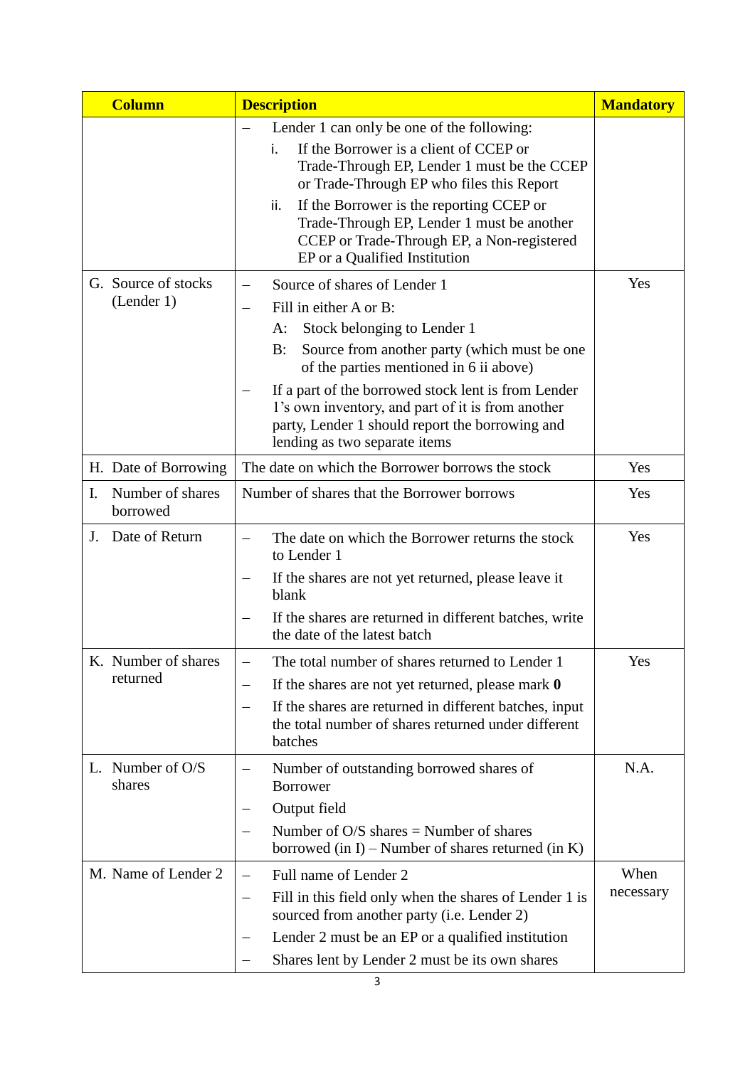| Column | Description | Mandatory |
| --- | --- | --- |
| | – Lender 1 can only be one of the following:<br>i. If the Borrower is a client of CCEP or Trade-Through EP, Lender 1 must be the CCEP or Trade-Through EP who files this Report<br>ii. If the Borrower is the reporting CCEP or Trade-Through EP, Lender 1 must be another CCEP or Trade-Through EP, a Non-registered EP or a Qualified Institution | |
| G. Source of stocks (Lender 1) | – Source of shares of Lender 1<br>– Fill in either A or B:<br>A: Stock belonging to Lender 1<br>B: Source from another party (which must be one of the parties mentioned in 6 ii above)<br>– If a part of the borrowed stock lent is from Lender 1's own inventory, and part of it is from another party, Lender 1 should report the borrowing and lending as two separate items | Yes |
| H. Date of Borrowing | The date on which the Borrower borrows the stock | Yes |
| I. Number of shares borrowed | Number of shares that the Borrower borrows | Yes |
| J. Date of Return | – The date on which the Borrower returns the stock to Lender 1<br>– If the shares are not yet returned, please leave it blank<br>– If the shares are returned in different batches, write the date of the latest batch | Yes |
| K. Number of shares returned | – The total number of shares returned to Lender 1<br>– If the shares are not yet returned, please mark **0**<br>– If the shares are returned in different batches, input the total number of shares returned under different batches | Yes |
| L. Number of O/S shares | – Number of outstanding borrowed shares of Borrower<br>– Output field<br>– Number of O/S shares = Number of shares borrowed (in I) – Number of shares returned (in K) | N.A. |
| M. Name of Lender 2 | – Full name of Lender 2<br>– Fill in this field only when the shares of Lender 1 is sourced from another party (i.e. Lender 2)<br>– Lender 2 must be an EP or a qualified institution<br>– Shares lent by Lender 2 must be its own shares | When necessary |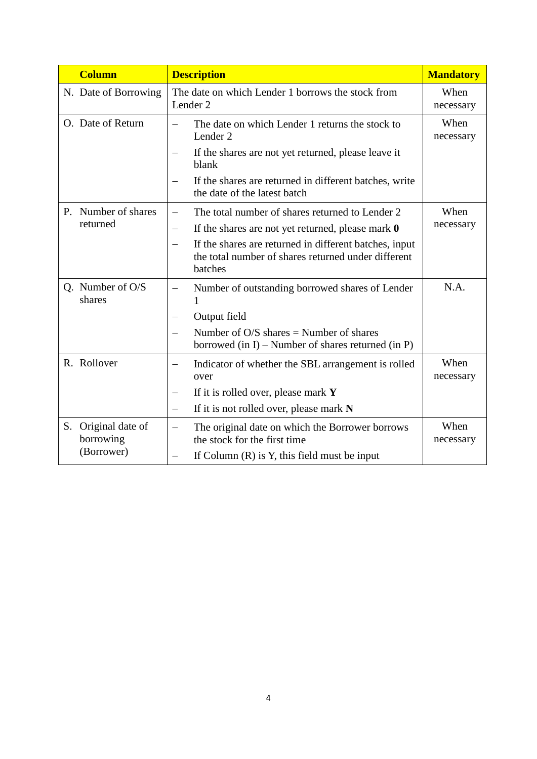| Column | Description | Mandatory |
|---|---|---|
| N. Date of Borrowing | The date on which Lender 1 borrows the stock from Lender 2 | When necessary |
| O. Date of Return | – The date on which Lender 1 returns the stock to Lender 2<br>– If the shares are not yet returned, please leave it blank<br>– If the shares are returned in different batches, write the date of the latest batch | When necessary |
| P. Number of shares returned | – The total number of shares returned to Lender 2<br>– If the shares are not yet returned, please mark **0**<br>– If the shares are returned in different batches, input the total number of shares returned under different batches | When necessary |
| Q. Number of O/S shares | – Number of outstanding borrowed shares of Lender 1<br>– Output field<br>– Number of O/S shares = Number of shares borrowed (in I) – Number of shares returned (in P) | N.A. |
| R. Rollover | – Indicator of whether the SBL arrangement is rolled over<br>– If it is rolled over, please mark **Y**<br>– If it is not rolled over, please mark **N** | When necessary |
| S. Original date of borrowing (Borrower) | – The original date on which the Borrower borrows the stock for the first time<br>– If Column (R) is Y, this field must be input | When necessary |